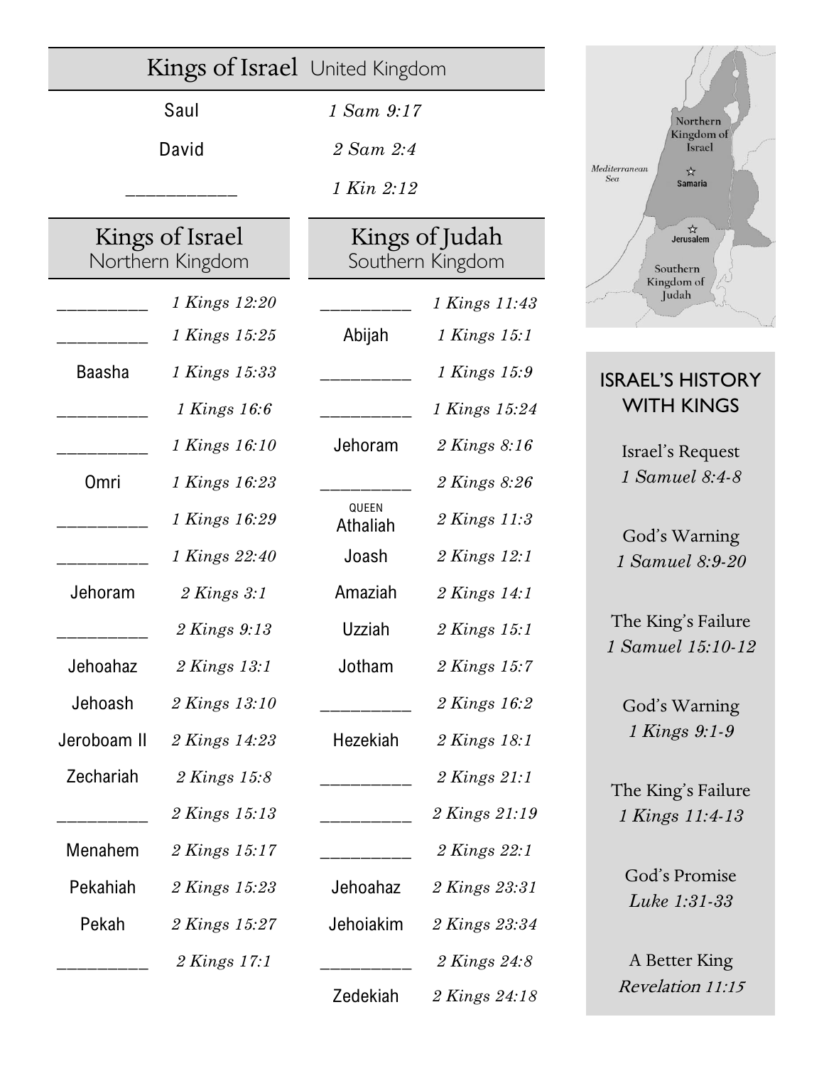## Kings of Israel United Kingdom

| King | Reference |
|---|---|
| Saul | *1 Sam 9:17* |
| David | *2 Sam 2:4* |
| ___________ | *1 Kin 2:12* |

| Kings of Israel Northern Kingdom | | Kings of Judah Southern Kingdom | |
|---|---|---|---|
| _________ | *1 Kings 12:20* | _________ | *1 Kings 11:43* |
| _________ | *1 Kings 15:25* | Abijah | *1 Kings 15:1* |
| Baasha | *1 Kings 15:33* | _________ | *1 Kings 15:9* |
| _________ | *1 Kings 16:6* | _________ | *1 Kings 15:24* |
| _________ | *1 Kings 16:10* | Jehoram | *2 Kings 8:16* |
| Omri | *1 Kings 16:23* | _________ | *2 Kings 8:26* |
| _________ | *1 Kings 16:29* | QUEEN Athaliah | *2 Kings 11:3* |
| _________ | *1 Kings 22:40* | Joash | *2 Kings 12:1* |
| Jehoram | *2 Kings 3:1* | Amaziah | *2 Kings 14:1* |
| _________ | *2 Kings 9:13* | Uzziah | *2 Kings 15:1* |
| Jehoahaz | *2 Kings 13:1* | Jotham | *2 Kings 15:7* |
| Jehoash | *2 Kings 13:10* | _________ | *2 Kings 16:2* |
| Jeroboam II | *2 Kings 14:23* | Hezekiah | *2 Kings 18:1* |
| Zechariah | *2 Kings 15:8* | _________ | *2 Kings 21:1* |
| _________ | *2 Kings 15:13* | _________ | *2 Kings 21:19* |
| Menahem | *2 Kings 15:17* | _________ | *2 Kings 22:1* |
| Pekahiah | *2 Kings 15:23* | Jehoahaz | *2 Kings 23:31* |
| Pekah | *2 Kings 15:27* | Jehoiakim | *2 Kings 23:34* |
| _________ | *2 Kings 17:1* | _________ | *2 Kings 24:8* |
| | | Zedekiah | *2 Kings 24:18* |

Northern Kingdom of Israel — Samaria
Mediterranean Sea
Jerusalem — Southern Kingdom of Judah

## ISRAEL'S HISTORY WITH KINGS

Israel's Request
*1 Samuel 8:4-8*

God's Warning
*1 Samuel 8:9-20*

The King's Failure
*1 Samuel 15:10-12*

God's Warning
*1 Kings 9:1-9*

The King's Failure
*1 Kings 11:4-13*

God's Promise
*Luke 1:31-33*

A Better King
*Revelation 11:15*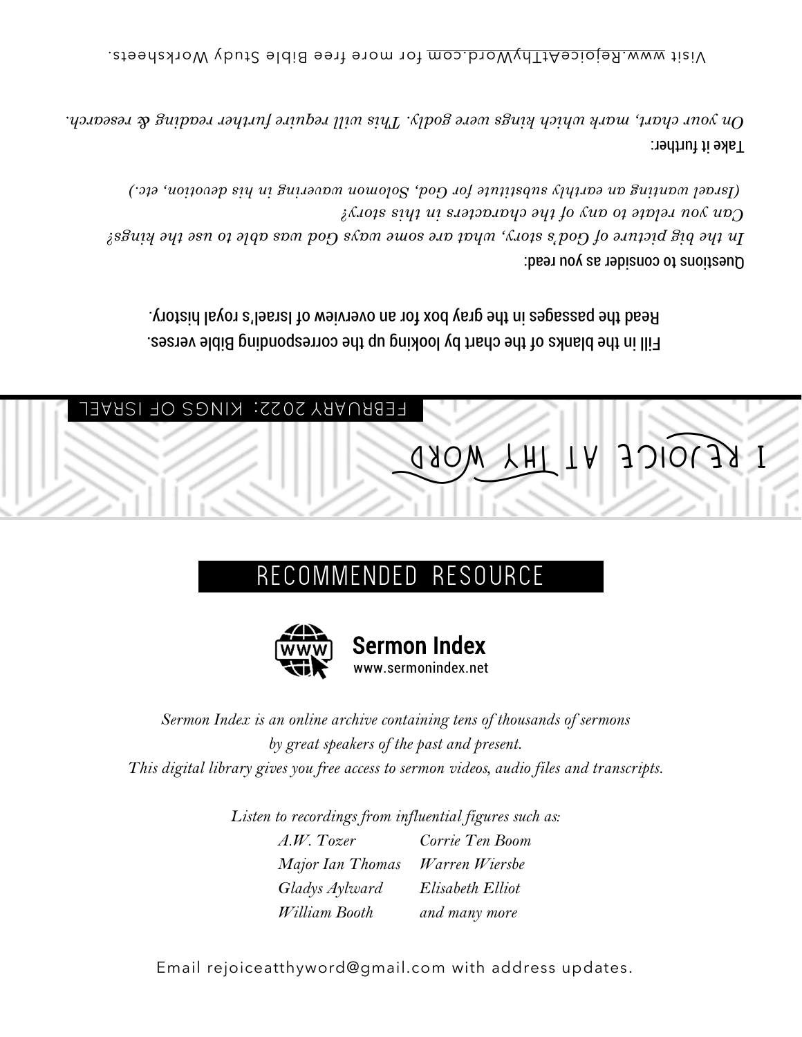# I REJOICE AT THY WORD

FEBRUARY 2022: KINGS OF ISRAEL

Fill in the blanks of the chart by looking up the corresponding Bible verses.
Read the passages in the gray box for an overview of Israel's royal history.

Questions to consider as you read:

*In the big picture of God's story, what are some ways God was able to use the kings?*
*Can you relate to any of the characters in this story?*
*(Israel wanting an earthly substitute for God, Solomon wavering in his devotion, etc.)*

Take it further:

*On your chart, mark which kings were godly. This will require further reading & research.*

Visit www.RejoiceAtThyWord.com for more free Bible Study Worksheets.

## RECOMMENDED RESOURCE

**Sermon Index**
www.sermonindex.net

*Sermon Index is an online archive containing tens of thousands of sermons by great speakers of the past and present.*
*This digital library gives you free access to sermon videos, audio files and transcripts.*

*Listen to recordings from influential figures such as:*

| | |
|---|---|
| *A.W. Tozer* | *Corrie Ten Boom* |
| *Major Ian Thomas* | *Warren Wiersbe* |
| *Gladys Aylward* | *Elisabeth Elliot* |
| *William Booth* | *and many more* |

Email rejoiceatthyword@gmail.com with address updates.